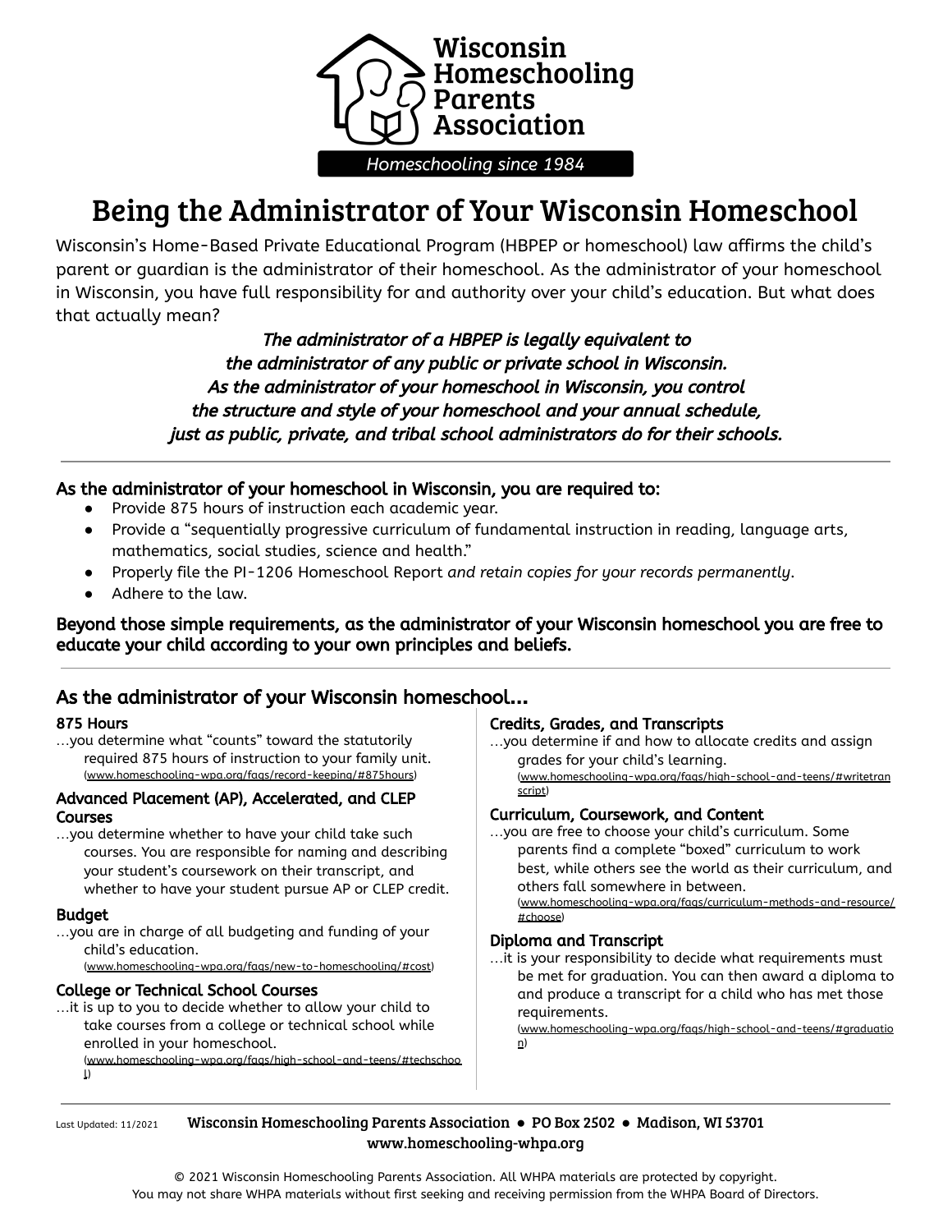# Wisconsin Homeschooling Parents Association

*Homeschooling since 1984*

# Being the Administrator of Your Wisconsin Homeschool

Wisconsin's Home-Based Private Educational Program (HBPEP or homeschool) law affirms the child's parent or guardian is the administrator of their homeschool. As the administrator of your homeschool in Wisconsin, you have full responsibility for and authority over your child's education. But what does that actually mean?

*The administrator of a HBPEP is legally equivalent to the administrator of any public or private school in Wisconsin. As the administrator of your homeschool in Wisconsin, you control the structure and style of your homeschool and your annual schedule, just as public, private, and tribal school administrators do for their schools.*

---

**As the administrator of your homeschool in Wisconsin, you are required to:**

- Provide 875 hours of instruction each academic year.
- Provide a "sequentially progressive curriculum of fundamental instruction in reading, language arts, mathematics, social studies, science and health."
- Properly file the PI-1206 Homeschool Report *and retain copies for your records permanently*.
- Adhere to the law.

**Beyond those simple requirements, as the administrator of your Wisconsin homeschool you are free to educate your child according to your own principles and beliefs.**

---

## As the administrator of your Wisconsin homeschool…

### 875 Hours

…you determine what "counts" toward the statutorily required 875 hours of instruction to your family unit.
(www.homeschooling-wpa.org/faqs/record-keeping/#875hours)

### Advanced Placement (AP), Accelerated, and CLEP Courses

…you determine whether to have your child take such courses. You are responsible for naming and describing your student's coursework on their transcript, and whether to have your student pursue AP or CLEP credit.

### Budget

…you are in charge of all budgeting and funding of your child's education.
(www.homeschooling-wpa.org/faqs/new-to-homeschooling/#cost)

### College or Technical School Courses

…it is up to you to decide whether to allow your child to take courses from a college or technical school while enrolled in your homeschool.
(www.homeschooling-wpa.org/faqs/high-school-and-teens/#techschool)

### Credits, Grades, and Transcripts

…you determine if and how to allocate credits and assign grades for your child's learning.
(www.homeschooling-wpa.org/faqs/high-school-and-teens/#writetranscript)

### Curriculum, Coursework, and Content

…you are free to choose your child's curriculum. Some parents find a complete "boxed" curriculum to work best, while others see the world as their curriculum, and others fall somewhere in between.
(www.homeschooling-wpa.org/faqs/curriculum-methods-and-resource/#choose)

### Diploma and Transcript

…it is your responsibility to decide what requirements must be met for graduation. You can then award a diploma to and produce a transcript for a child who has met those requirements.
(www.homeschooling-wpa.org/faqs/high-school-and-teens/#graduation)

---

Last Updated: 11/2021

Wisconsin Homeschooling Parents Association • PO Box 2502 • Madison, WI 53701
www.homeschooling-whpa.org

© 2021 Wisconsin Homeschooling Parents Association. All WHPA materials are protected by copyright. You may not share WHPA materials without first seeking and receiving permission from the WHPA Board of Directors.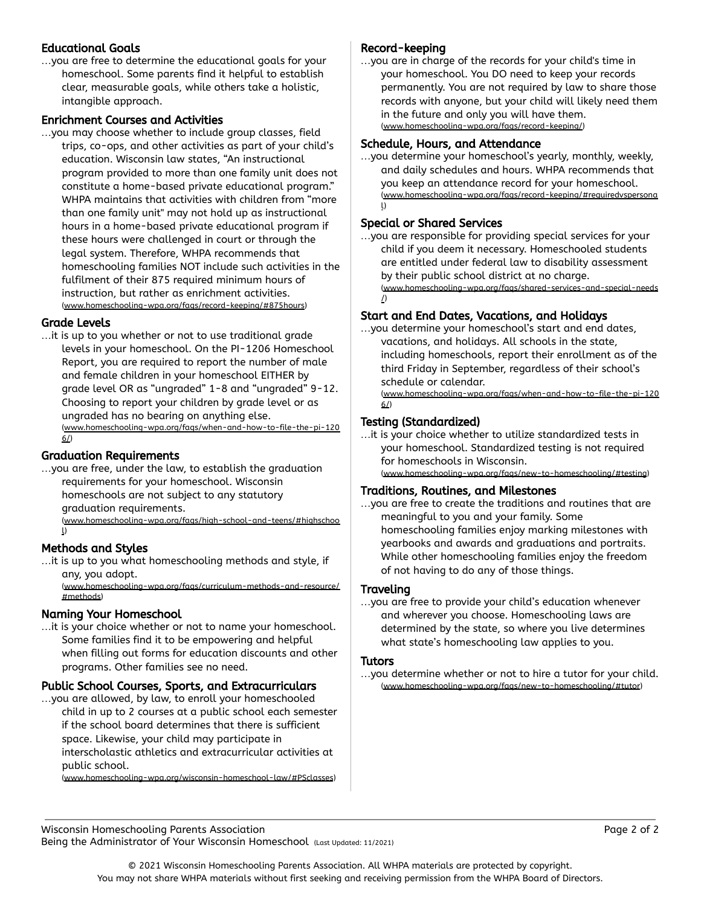### Educational Goals

…you are free to determine the educational goals for your homeschool. Some parents find it helpful to establish clear, measurable goals, while others take a holistic, intangible approach.

### Enrichment Courses and Activities

…you may choose whether to include group classes, field trips, co-ops, and other activities as part of your child's education. Wisconsin law states, "An instructional program provided to more than one family unit does not constitute a home-based private educational program." WHPA maintains that activities with children from "more than one family unit" may not hold up as instructional hours in a home-based private educational program if these hours were challenged in court or through the legal system. Therefore, WHPA recommends that homeschooling families NOT include such activities in the fulfilment of their 875 required minimum hours of instruction, but rather as enrichment activities. (www.homeschooling-wpa.org/faqs/record-keeping/#875hours)

### Grade Levels

…it is up to you whether or not to use traditional grade levels in your homeschool. On the PI-1206 Homeschool Report, you are required to report the number of male and female children in your homeschool EITHER by grade level OR as "ungraded" 1-8 and "ungraded" 9-12. Choosing to report your children by grade level or as ungraded has no bearing on anything else. (www.homeschooling-wpa.org/faqs/when-and-how-to-file-the-pi-1206/)

### Graduation Requirements

…you are free, under the law, to establish the graduation requirements for your homeschool. Wisconsin homeschools are not subject to any statutory graduation requirements. (www.homeschooling-wpa.org/faqs/high-school-and-teens/#highschool)

### Methods and Styles

…it is up to you what homeschooling methods and style, if any, you adopt. (www.homeschooling-wpa.org/faqs/curriculum-methods-and-resource/#methods)

### Naming Your Homeschool

…it is your choice whether or not to name your homeschool. Some families find it to be empowering and helpful when filling out forms for education discounts and other programs. Other families see no need.

### Public School Courses, Sports, and Extracurriculars

…you are allowed, by law, to enroll your homeschooled child in up to 2 courses at a public school each semester if the school board determines that there is sufficient space. Likewise, your child may participate in interscholastic athletics and extracurricular activities at public school. (www.homeschooling-wpa.org/wisconsin-homeschool-law/#PSclasses)

### Record-keeping

…you are in charge of the records for your child's time in your homeschool. You DO need to keep your records permanently. You are not required by law to share those records with anyone, but your child will likely need them in the future and only you will have them. (www.homeschooling-wpa.org/faqs/record-keeping/)

### Schedule, Hours, and Attendance

…you determine your homeschool's yearly, monthly, weekly, and daily schedules and hours. WHPA recommends that you keep an attendance record for your homeschool. (www.homeschooling-wpa.org/faqs/record-keeping/#requiredvspersonal)

### Special or Shared Services

…you are responsible for providing special services for your child if you deem it necessary. Homeschooled students are entitled under federal law to disability assessment by their public school district at no charge. (www.homeschooling-wpa.org/faqs/shared-services-and-special-needs/)

### Start and End Dates, Vacations, and Holidays

…you determine your homeschool's start and end dates, vacations, and holidays. All schools in the state, including homeschools, report their enrollment as of the third Friday in September, regardless of their school's schedule or calendar. (www.homeschooling-wpa.org/faqs/when-and-how-to-file-the-pi-1206/)

### Testing (Standardized)

…it is your choice whether to utilize standardized tests in your homeschool. Standardized testing is not required for homeschools in Wisconsin. (www.homeschooling-wpa.org/faqs/new-to-homeschooling/#testing)

### Traditions, Routines, and Milestones

…you are free to create the traditions and routines that are meaningful to you and your family. Some homeschooling families enjoy marking milestones with yearbooks and awards and graduations and portraits. While other homeschooling families enjoy the freedom of not having to do any of those things.

### Traveling

…you are free to provide your child's education whenever and wherever you choose. Homeschooling laws are determined by the state, so where you live determines what state's homeschooling law applies to you.

### Tutors

…you determine whether or not to hire a tutor for your child. (www.homeschooling-wpa.org/faqs/new-to-homeschooling/#tutor)

© 2021 Wisconsin Homeschooling Parents Association. All WHPA materials are protected by copyright. You may not share WHPA materials without first seeking and receiving permission from the WHPA Board of Directors.